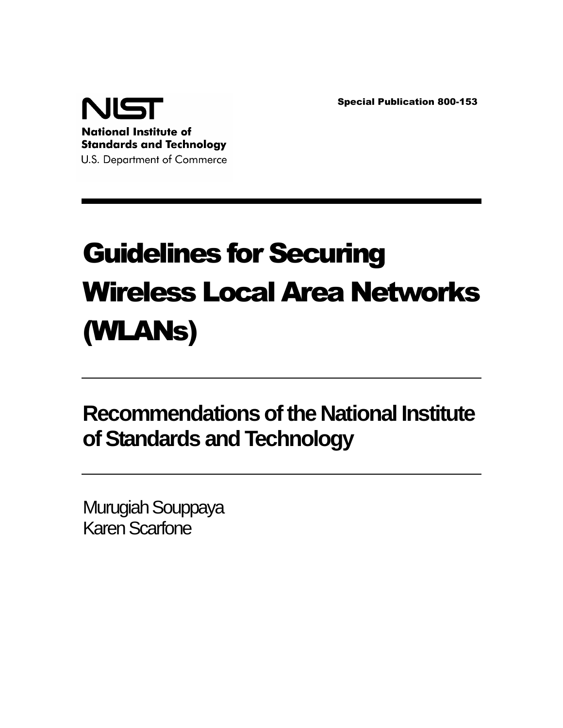NIST

**National Institute of Standards and Technology**

U.S. Department of Commerce

**Special Publication 800-153**

# Guidelines for Securing Wireless Local Area Networks (WLANs)

## Recommendations of the National Institute of Standards and Technology

Murugiah Souppaya

Karen Scarfone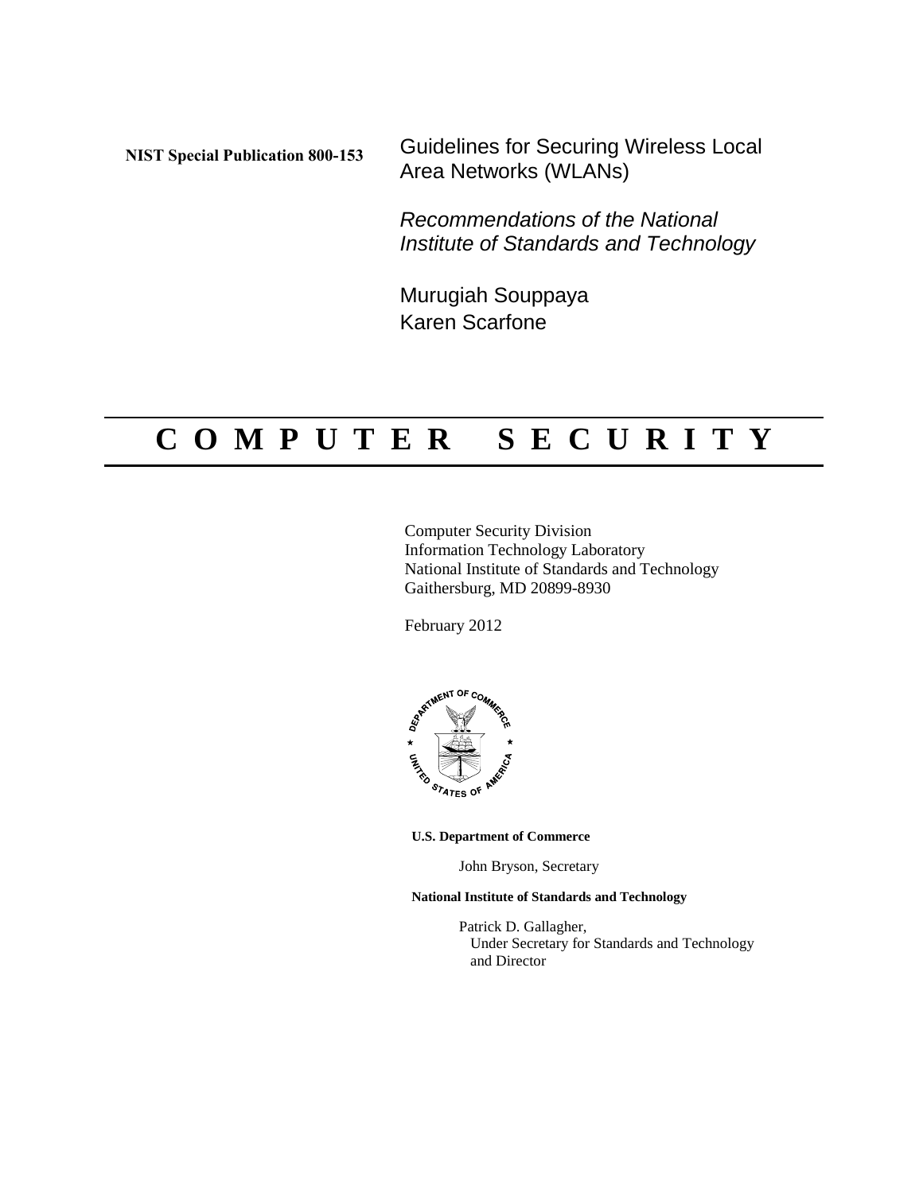**NIST Special Publication 800-153**

# Guidelines for Securing Wireless Local Area Networks (WLANs)

*Recommendations of the National Institute of Standards and Technology*

Murugiah Souppaya
Karen Scarfone

# C O M P U T E R   S E C U R I T Y

Computer Security Division
Information Technology Laboratory
National Institute of Standards and Technology
Gaithersburg, MD 20899-8930

February 2012

**U.S. Department of Commerce**

John Bryson, Secretary

**National Institute of Standards and Technology**

Patrick D. Gallagher,
Under Secretary for Standards and Technology
and Director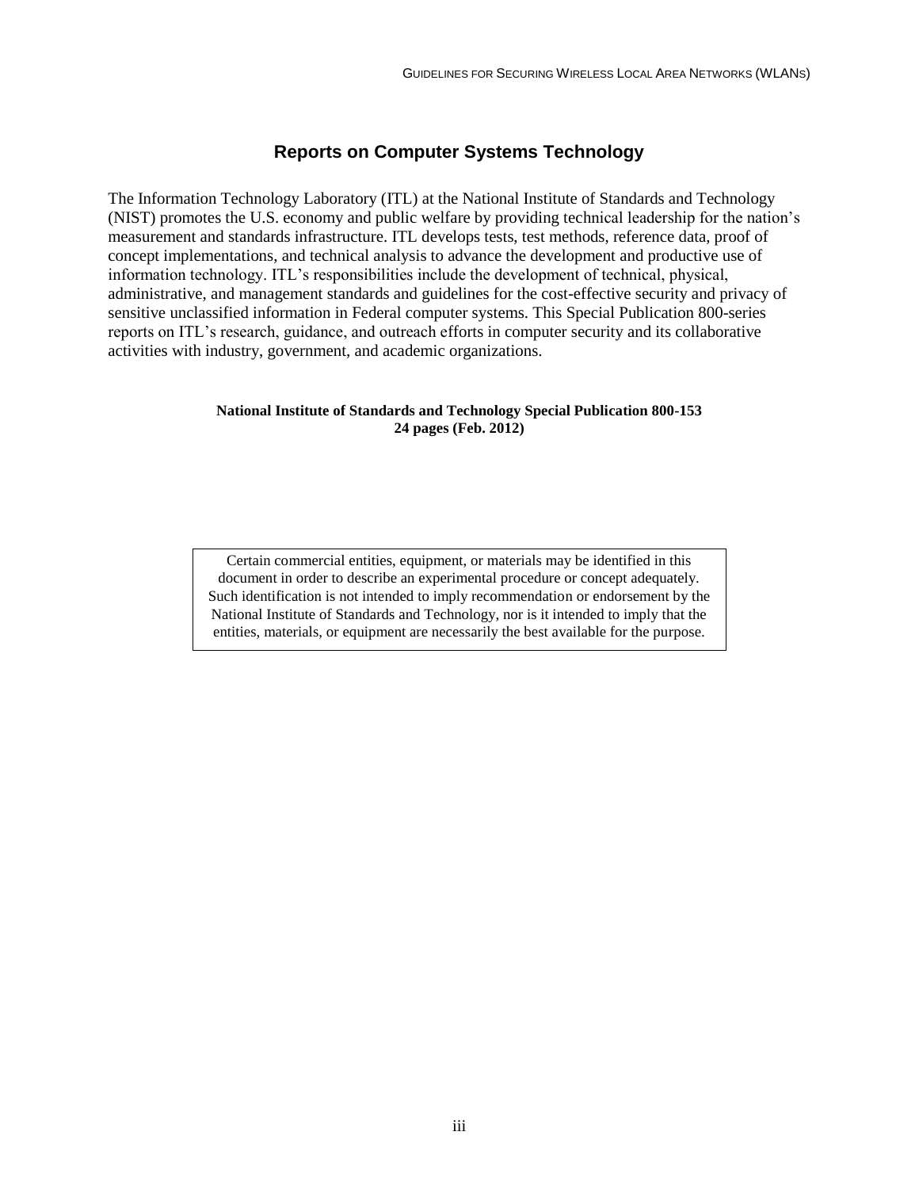## Reports on Computer Systems Technology

The Information Technology Laboratory (ITL) at the National Institute of Standards and Technology (NIST) promotes the U.S. economy and public welfare by providing technical leadership for the nation's measurement and standards infrastructure. ITL develops tests, test methods, reference data, proof of concept implementations, and technical analysis to advance the development and productive use of information technology. ITL's responsibilities include the development of technical, physical, administrative, and management standards and guidelines for the cost-effective security and privacy of sensitive unclassified information in Federal computer systems. This Special Publication 800-series reports on ITL's research, guidance, and outreach efforts in computer security and its collaborative activities with industry, government, and academic organizations.

**National Institute of Standards and Technology Special Publication 800-153**
**24 pages (Feb. 2012)**

Certain commercial entities, equipment, or materials may be identified in this document in order to describe an experimental procedure or concept adequately. Such identification is not intended to imply recommendation or endorsement by the National Institute of Standards and Technology, nor is it intended to imply that the entities, materials, or equipment are necessarily the best available for the purpose.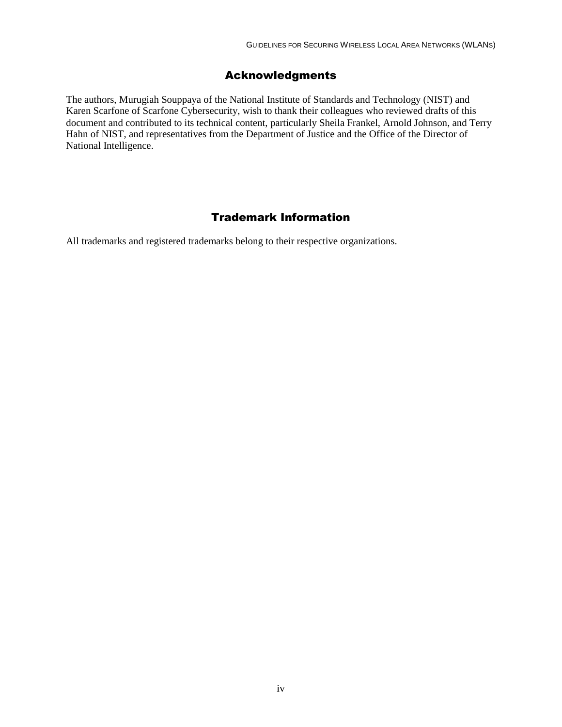## Acknowledgments

The authors, Murugiah Souppaya of the National Institute of Standards and Technology (NIST) and Karen Scarfone of Scarfone Cybersecurity, wish to thank their colleagues who reviewed drafts of this document and contributed to its technical content, particularly Sheila Frankel, Arnold Johnson, and Terry Hahn of NIST, and representatives from the Department of Justice and the Office of the Director of National Intelligence.

## Trademark Information

All trademarks and registered trademarks belong to their respective organizations.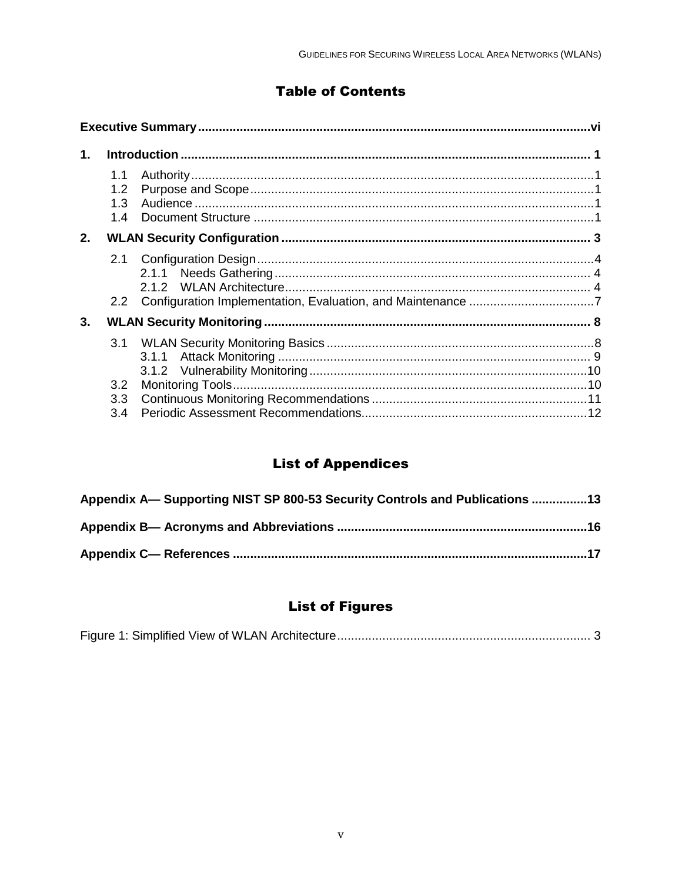# Table of Contents

**Executive Summary** ..... vi

**1. Introduction** ..... 1

- 1.1 Authority ..... 1
- 1.2 Purpose and Scope ..... 1
- 1.3 Audience ..... 1
- 1.4 Document Structure ..... 1

**2. WLAN Security Configuration** ..... 3

- 2.1 Configuration Design ..... 4
  - 2.1.1 Needs Gathering ..... 4
  - 2.1.2 WLAN Architecture ..... 4
- 2.2 Configuration Implementation, Evaluation, and Maintenance ..... 7

**3. WLAN Security Monitoring** ..... 8

- 3.1 WLAN Security Monitoring Basics ..... 8
  - 3.1.1 Attack Monitoring ..... 9
  - 3.1.2 Vulnerability Monitoring ..... 10
- 3.2 Monitoring Tools ..... 10
- 3.3 Continuous Monitoring Recommendations ..... 11
- 3.4 Periodic Assessment Recommendations ..... 12

# List of Appendices

**Appendix A— Supporting NIST SP 800-53 Security Controls and Publications** ..... 13

**Appendix B— Acronyms and Abbreviations** ..... 16

**Appendix C— References** ..... 17

# List of Figures

Figure 1: Simplified View of WLAN Architecture ..... 3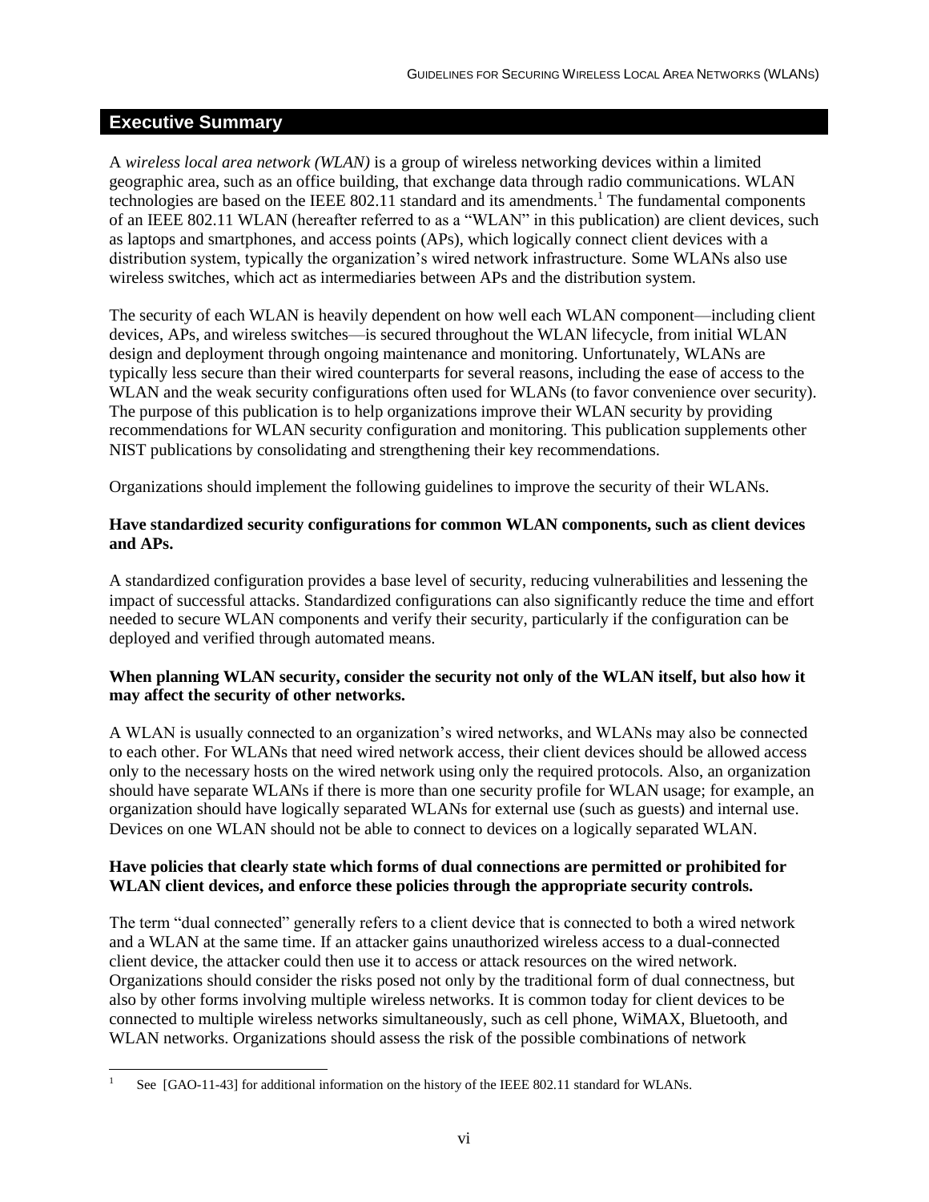## Executive Summary

A *wireless local area network (WLAN)* is a group of wireless networking devices within a limited geographic area, such as an office building, that exchange data through radio communications. WLAN technologies are based on the IEEE 802.11 standard and its amendments.[1] The fundamental components of an IEEE 802.11 WLAN (hereafter referred to as a "WLAN" in this publication) are client devices, such as laptops and smartphones, and access points (APs), which logically connect client devices with a distribution system, typically the organization's wired network infrastructure. Some WLANs also use wireless switches, which act as intermediaries between APs and the distribution system.

The security of each WLAN is heavily dependent on how well each WLAN component—including client devices, APs, and wireless switches—is secured throughout the WLAN lifecycle, from initial WLAN design and deployment through ongoing maintenance and monitoring. Unfortunately, WLANs are typically less secure than their wired counterparts for several reasons, including the ease of access to the WLAN and the weak security configurations often used for WLANs (to favor convenience over security). The purpose of this publication is to help organizations improve their WLAN security by providing recommendations for WLAN security configuration and monitoring. This publication supplements other NIST publications by consolidating and strengthening their key recommendations.

Organizations should implement the following guidelines to improve the security of their WLANs.

**Have standardized security configurations for common WLAN components, such as client devices and APs.**

A standardized configuration provides a base level of security, reducing vulnerabilities and lessening the impact of successful attacks. Standardized configurations can also significantly reduce the time and effort needed to secure WLAN components and verify their security, particularly if the configuration can be deployed and verified through automated means.

**When planning WLAN security, consider the security not only of the WLAN itself, but also how it may affect the security of other networks.**

A WLAN is usually connected to an organization's wired networks, and WLANs may also be connected to each other. For WLANs that need wired network access, their client devices should be allowed access only to the necessary hosts on the wired network using only the required protocols. Also, an organization should have separate WLANs if there is more than one security profile for WLAN usage; for example, an organization should have logically separated WLANs for external use (such as guests) and internal use. Devices on one WLAN should not be able to connect to devices on a logically separated WLAN.

**Have policies that clearly state which forms of dual connections are permitted or prohibited for WLAN client devices, and enforce these policies through the appropriate security controls.**

The term "dual connected" generally refers to a client device that is connected to both a wired network and a WLAN at the same time. If an attacker gains unauthorized wireless access to a dual-connected client device, the attacker could then use it to access or attack resources on the wired network. Organizations should consider the risks posed not only by the traditional form of dual connectness, but also by other forms involving multiple wireless networks. It is common today for client devices to be connected to multiple wireless networks simultaneously, such as cell phone, WiMAX, Bluetooth, and WLAN networks. Organizations should assess the risk of the possible combinations of network

[1] See [GAO-11-43] for additional information on the history of the IEEE 802.11 standard for WLANs.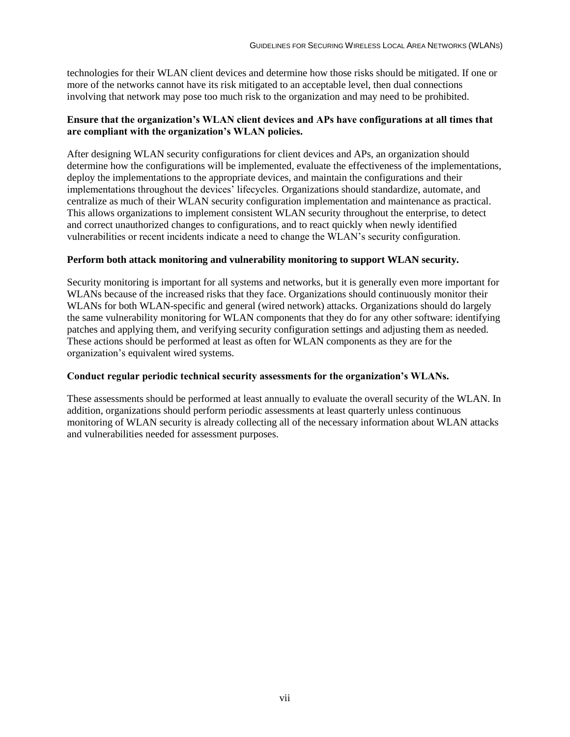technologies for their WLAN client devices and determine how those risks should be mitigated. If one or more of the networks cannot have its risk mitigated to an acceptable level, then dual connections involving that network may pose too much risk to the organization and may need to be prohibited.

**Ensure that the organization's WLAN client devices and APs have configurations at all times that are compliant with the organization's WLAN policies.**

After designing WLAN security configurations for client devices and APs, an organization should determine how the configurations will be implemented, evaluate the effectiveness of the implementations, deploy the implementations to the appropriate devices, and maintain the configurations and their implementations throughout the devices' lifecycles. Organizations should standardize, automate, and centralize as much of their WLAN security configuration implementation and maintenance as practical. This allows organizations to implement consistent WLAN security throughout the enterprise, to detect and correct unauthorized changes to configurations, and to react quickly when newly identified vulnerabilities or recent incidents indicate a need to change the WLAN's security configuration.

**Perform both attack monitoring and vulnerability monitoring to support WLAN security.**

Security monitoring is important for all systems and networks, but it is generally even more important for WLANs because of the increased risks that they face. Organizations should continuously monitor their WLANs for both WLAN-specific and general (wired network) attacks. Organizations should do largely the same vulnerability monitoring for WLAN components that they do for any other software: identifying patches and applying them, and verifying security configuration settings and adjusting them as needed. These actions should be performed at least as often for WLAN components as they are for the organization's equivalent wired systems.

**Conduct regular periodic technical security assessments for the organization's WLANs.**

These assessments should be performed at least annually to evaluate the overall security of the WLAN. In addition, organizations should perform periodic assessments at least quarterly unless continuous monitoring of WLAN security is already collecting all of the necessary information about WLAN attacks and vulnerabilities needed for assessment purposes.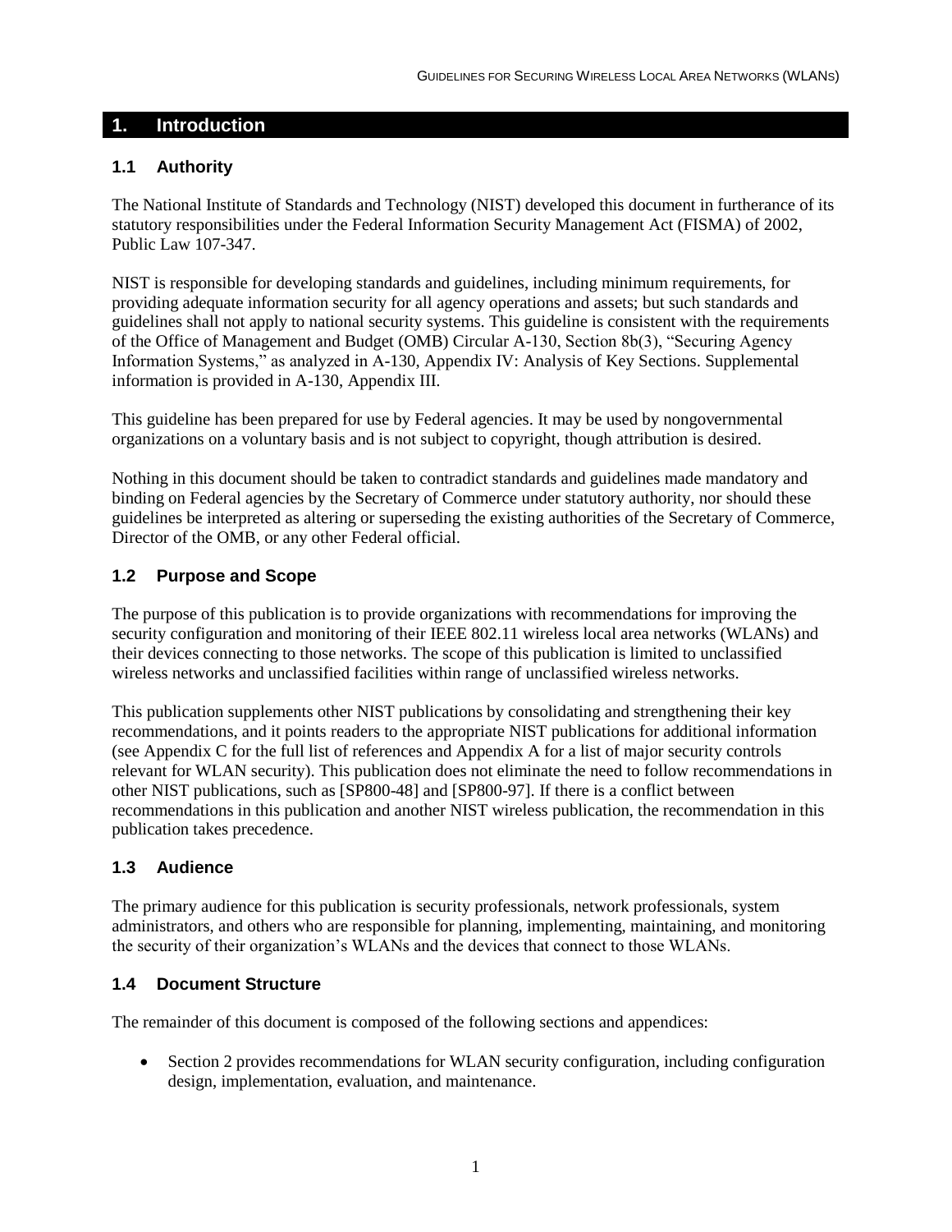# 1. Introduction

## 1.1 Authority

The National Institute of Standards and Technology (NIST) developed this document in furtherance of its statutory responsibilities under the Federal Information Security Management Act (FISMA) of 2002, Public Law 107-347.

NIST is responsible for developing standards and guidelines, including minimum requirements, for providing adequate information security for all agency operations and assets; but such standards and guidelines shall not apply to national security systems. This guideline is consistent with the requirements of the Office of Management and Budget (OMB) Circular A-130, Section 8b(3), "Securing Agency Information Systems," as analyzed in A-130, Appendix IV: Analysis of Key Sections. Supplemental information is provided in A-130, Appendix III.

This guideline has been prepared for use by Federal agencies. It may be used by nongovernmental organizations on a voluntary basis and is not subject to copyright, though attribution is desired.

Nothing in this document should be taken to contradict standards and guidelines made mandatory and binding on Federal agencies by the Secretary of Commerce under statutory authority, nor should these guidelines be interpreted as altering or superseding the existing authorities of the Secretary of Commerce, Director of the OMB, or any other Federal official.

## 1.2 Purpose and Scope

The purpose of this publication is to provide organizations with recommendations for improving the security configuration and monitoring of their IEEE 802.11 wireless local area networks (WLANs) and their devices connecting to those networks. The scope of this publication is limited to unclassified wireless networks and unclassified facilities within range of unclassified wireless networks.

This publication supplements other NIST publications by consolidating and strengthening their key recommendations, and it points readers to the appropriate NIST publications for additional information (see Appendix C for the full list of references and Appendix A for a list of major security controls relevant for WLAN security). This publication does not eliminate the need to follow recommendations in other NIST publications, such as [SP800-48] and [SP800-97]. If there is a conflict between recommendations in this publication and another NIST wireless publication, the recommendation in this publication takes precedence.

## 1.3 Audience

The primary audience for this publication is security professionals, network professionals, system administrators, and others who are responsible for planning, implementing, maintaining, and monitoring the security of their organization's WLANs and the devices that connect to those WLANs.

## 1.4 Document Structure

The remainder of this document is composed of the following sections and appendices:

- Section 2 provides recommendations for WLAN security configuration, including configuration design, implementation, evaluation, and maintenance.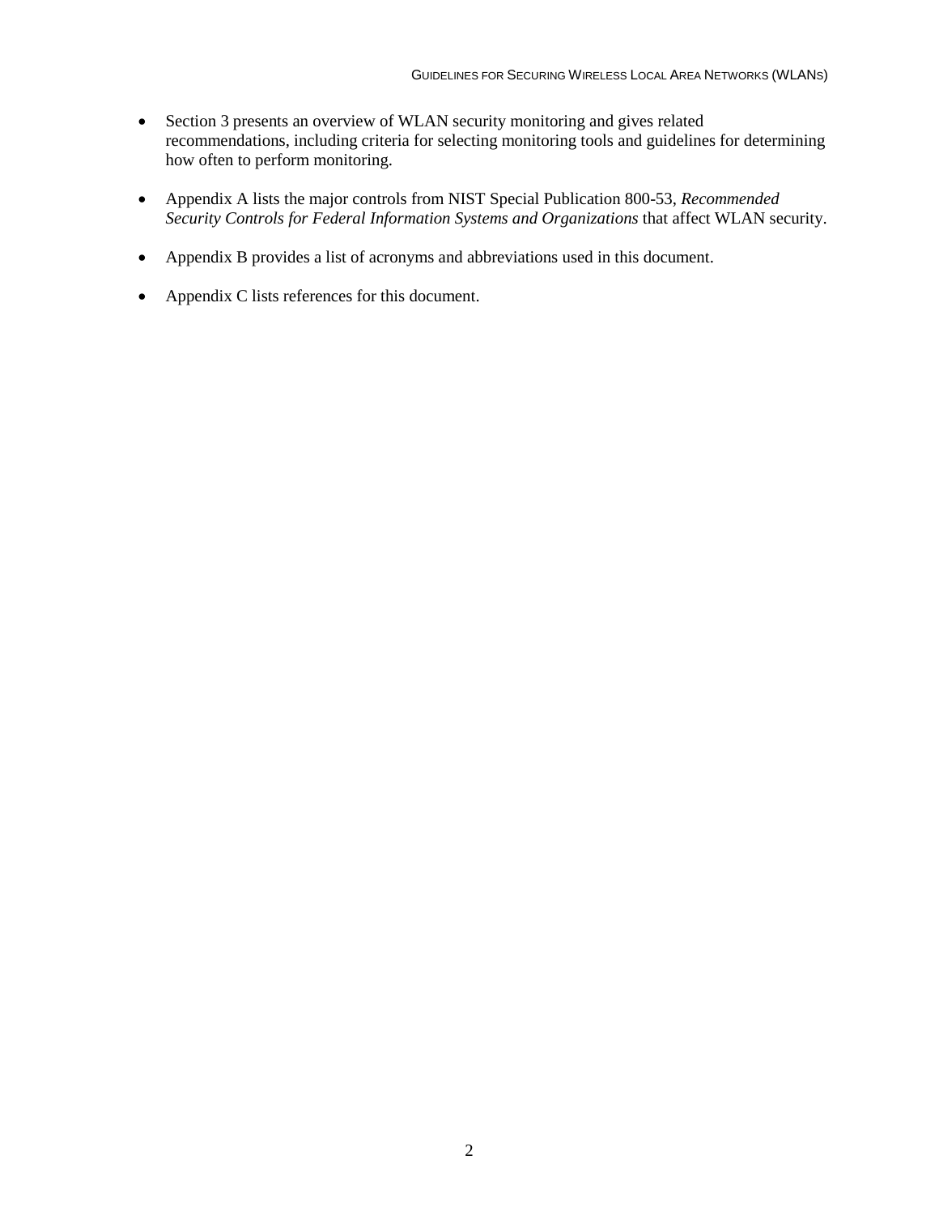- Section 3 presents an overview of WLAN security monitoring and gives related recommendations, including criteria for selecting monitoring tools and guidelines for determining how often to perform monitoring.

- Appendix A lists the major controls from NIST Special Publication 800-53, *Recommended Security Controls for Federal Information Systems and Organizations* that affect WLAN security.

- Appendix B provides a list of acronyms and abbreviations used in this document.

- Appendix C lists references for this document.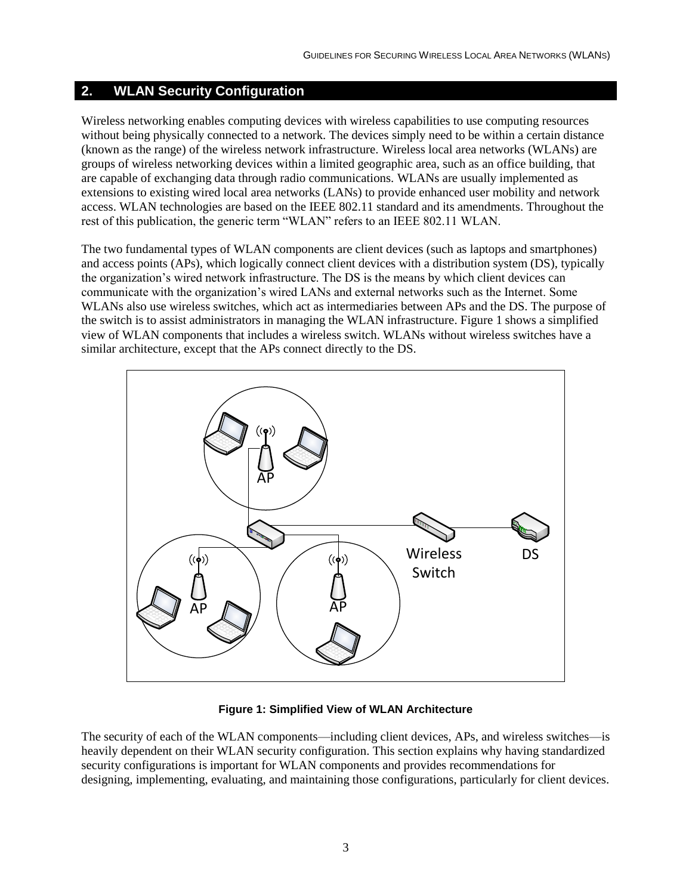## 2. WLAN Security Configuration

Wireless networking enables computing devices with wireless capabilities to use computing resources without being physically connected to a network. The devices simply need to be within a certain distance (known as the range) of the wireless network infrastructure. Wireless local area networks (WLANs) are groups of wireless networking devices within a limited geographic area, such as an office building, that are capable of exchanging data through radio communications. WLANs are usually implemented as extensions to existing wired local area networks (LANs) to provide enhanced user mobility and network access. WLAN technologies are based on the IEEE 802.11 standard and its amendments. Throughout the rest of this publication, the generic term "WLAN" refers to an IEEE 802.11 WLAN.

The two fundamental types of WLAN components are client devices (such as laptops and smartphones) and access points (APs), which logically connect client devices with a distribution system (DS), typically the organization's wired network infrastructure. The DS is the means by which client devices can communicate with the organization's wired LANs and external networks such as the Internet. Some WLANs also use wireless switches, which act as intermediaries between APs and the DS. The purpose of the switch is to assist administrators in managing the WLAN infrastructure. Figure 1 shows a simplified view of WLAN components that includes a wireless switch. WLANs without wireless switches have a similar architecture, except that the APs connect directly to the DS.

**Figure 1: Simplified View of WLAN Architecture**

The security of each of the WLAN components—including client devices, APs, and wireless switches—is heavily dependent on their WLAN security configuration. This section explains why having standardized security configurations is important for WLAN components and provides recommendations for designing, implementing, evaluating, and maintaining those configurations, particularly for client devices.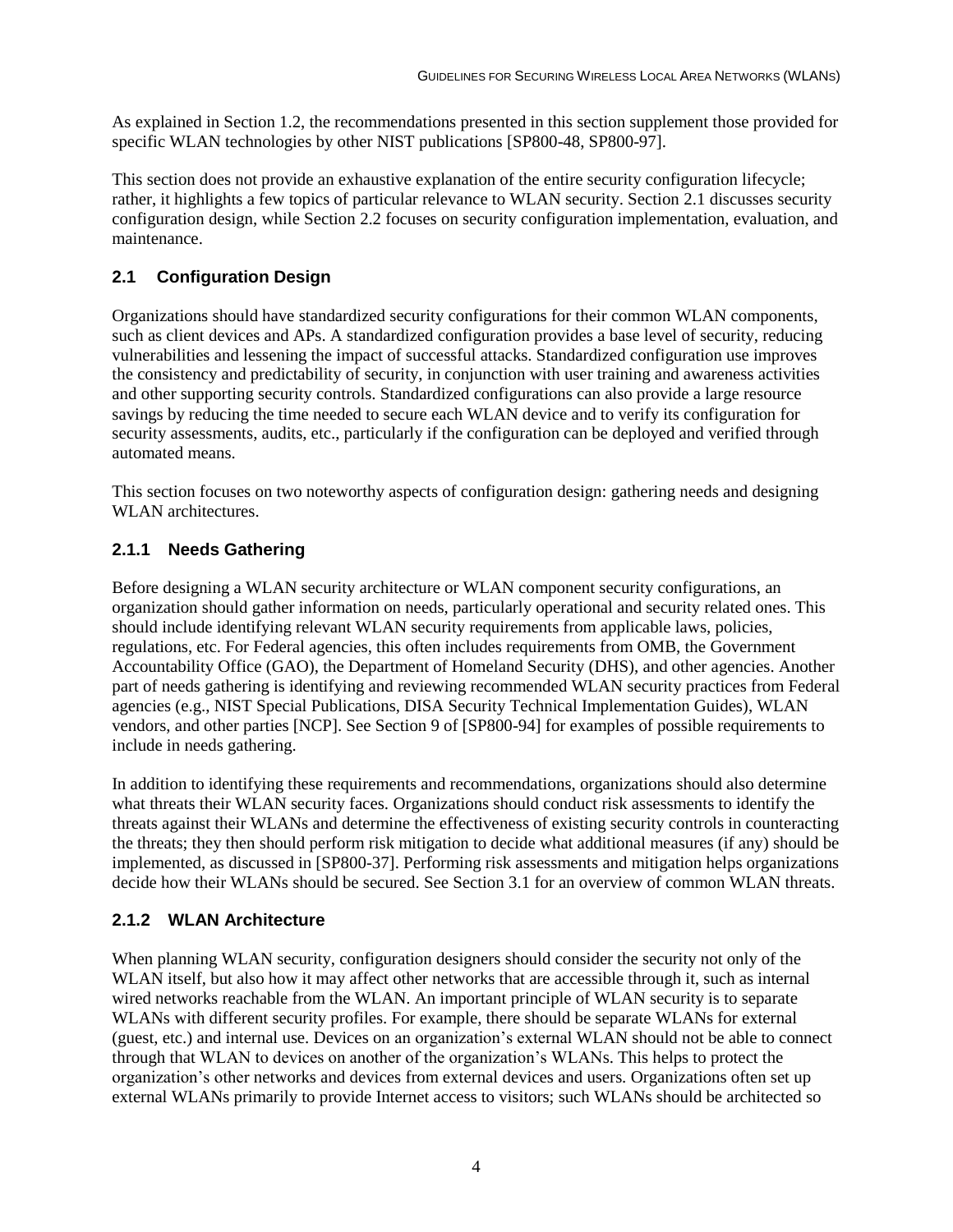As explained in Section 1.2, the recommendations presented in this section supplement those provided for specific WLAN technologies by other NIST publications [SP800-48, SP800-97].

This section does not provide an exhaustive explanation of the entire security configuration lifecycle; rather, it highlights a few topics of particular relevance to WLAN security. Section 2.1 discusses security configuration design, while Section 2.2 focuses on security configuration implementation, evaluation, and maintenance.

## 2.1 Configuration Design

Organizations should have standardized security configurations for their common WLAN components, such as client devices and APs. A standardized configuration provides a base level of security, reducing vulnerabilities and lessening the impact of successful attacks. Standardized configuration use improves the consistency and predictability of security, in conjunction with user training and awareness activities and other supporting security controls. Standardized configurations can also provide a large resource savings by reducing the time needed to secure each WLAN device and to verify its configuration for security assessments, audits, etc., particularly if the configuration can be deployed and verified through automated means.

This section focuses on two noteworthy aspects of configuration design: gathering needs and designing WLAN architectures.

### 2.1.1 Needs Gathering

Before designing a WLAN security architecture or WLAN component security configurations, an organization should gather information on needs, particularly operational and security related ones. This should include identifying relevant WLAN security requirements from applicable laws, policies, regulations, etc. For Federal agencies, this often includes requirements from OMB, the Government Accountability Office (GAO), the Department of Homeland Security (DHS), and other agencies. Another part of needs gathering is identifying and reviewing recommended WLAN security practices from Federal agencies (e.g., NIST Special Publications, DISA Security Technical Implementation Guides), WLAN vendors, and other parties [NCP]. See Section 9 of [SP800-94] for examples of possible requirements to include in needs gathering.

In addition to identifying these requirements and recommendations, organizations should also determine what threats their WLAN security faces. Organizations should conduct risk assessments to identify the threats against their WLANs and determine the effectiveness of existing security controls in counteracting the threats; they then should perform risk mitigation to decide what additional measures (if any) should be implemented, as discussed in [SP800-37]. Performing risk assessments and mitigation helps organizations decide how their WLANs should be secured. See Section 3.1 for an overview of common WLAN threats.

### 2.1.2 WLAN Architecture

When planning WLAN security, configuration designers should consider the security not only of the WLAN itself, but also how it may affect other networks that are accessible through it, such as internal wired networks reachable from the WLAN. An important principle of WLAN security is to separate WLANs with different security profiles. For example, there should be separate WLANs for external (guest, etc.) and internal use. Devices on an organization's external WLAN should not be able to connect through that WLAN to devices on another of the organization's WLANs. This helps to protect the organization's other networks and devices from external devices and users. Organizations often set up external WLANs primarily to provide Internet access to visitors; such WLANs should be architected so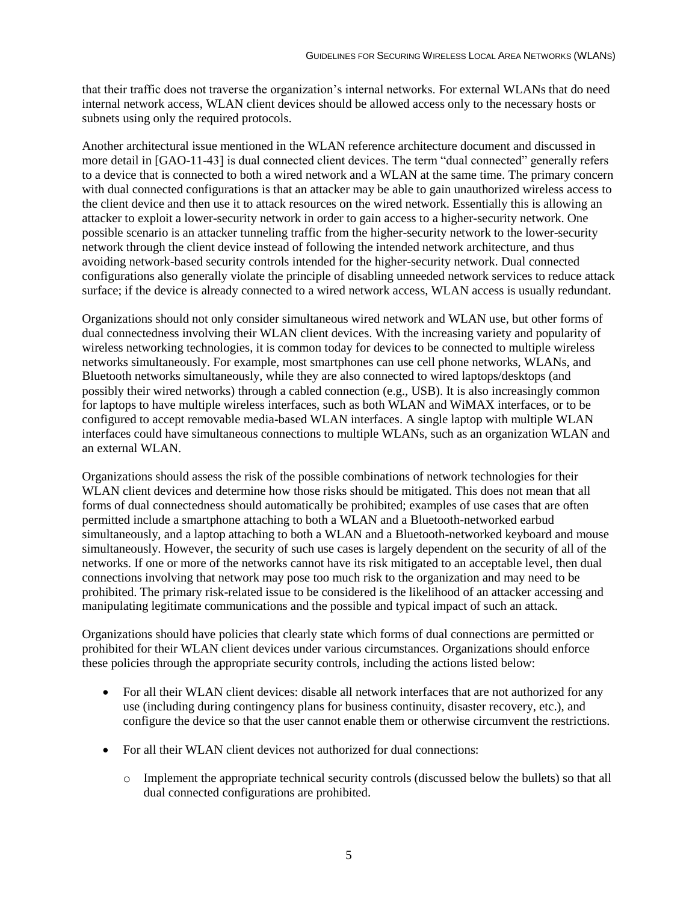that their traffic does not traverse the organization's internal networks. For external WLANs that do need internal network access, WLAN client devices should be allowed access only to the necessary hosts or subnets using only the required protocols.

Another architectural issue mentioned in the WLAN reference architecture document and discussed in more detail in [GAO-11-43] is dual connected client devices. The term "dual connected" generally refers to a device that is connected to both a wired network and a WLAN at the same time. The primary concern with dual connected configurations is that an attacker may be able to gain unauthorized wireless access to the client device and then use it to attack resources on the wired network. Essentially this is allowing an attacker to exploit a lower-security network in order to gain access to a higher-security network. One possible scenario is an attacker tunneling traffic from the higher-security network to the lower-security network through the client device instead of following the intended network architecture, and thus avoiding network-based security controls intended for the higher-security network. Dual connected configurations also generally violate the principle of disabling unneeded network services to reduce attack surface; if the device is already connected to a wired network access, WLAN access is usually redundant.

Organizations should not only consider simultaneous wired network and WLAN use, but other forms of dual connectedness involving their WLAN client devices. With the increasing variety and popularity of wireless networking technologies, it is common today for devices to be connected to multiple wireless networks simultaneously. For example, most smartphones can use cell phone networks, WLANs, and Bluetooth networks simultaneously, while they are also connected to wired laptops/desktops (and possibly their wired networks) through a cabled connection (e.g., USB). It is also increasingly common for laptops to have multiple wireless interfaces, such as both WLAN and WiMAX interfaces, or to be configured to accept removable media-based WLAN interfaces. A single laptop with multiple WLAN interfaces could have simultaneous connections to multiple WLANs, such as an organization WLAN and an external WLAN.

Organizations should assess the risk of the possible combinations of network technologies for their WLAN client devices and determine how those risks should be mitigated. This does not mean that all forms of dual connectedness should automatically be prohibited; examples of use cases that are often permitted include a smartphone attaching to both a WLAN and a Bluetooth-networked earbud simultaneously, and a laptop attaching to both a WLAN and a Bluetooth-networked keyboard and mouse simultaneously. However, the security of such use cases is largely dependent on the security of all of the networks. If one or more of the networks cannot have its risk mitigated to an acceptable level, then dual connections involving that network may pose too much risk to the organization and may need to be prohibited. The primary risk-related issue to be considered is the likelihood of an attacker accessing and manipulating legitimate communications and the possible and typical impact of such an attack.

Organizations should have policies that clearly state which forms of dual connections are permitted or prohibited for their WLAN client devices under various circumstances. Organizations should enforce these policies through the appropriate security controls, including the actions listed below:

- For all their WLAN client devices: disable all network interfaces that are not authorized for any use (including during contingency plans for business continuity, disaster recovery, etc.), and configure the device so that the user cannot enable them or otherwise circumvent the restrictions.
- For all their WLAN client devices not authorized for dual connections:
  - Implement the appropriate technical security controls (discussed below the bullets) so that all dual connected configurations are prohibited.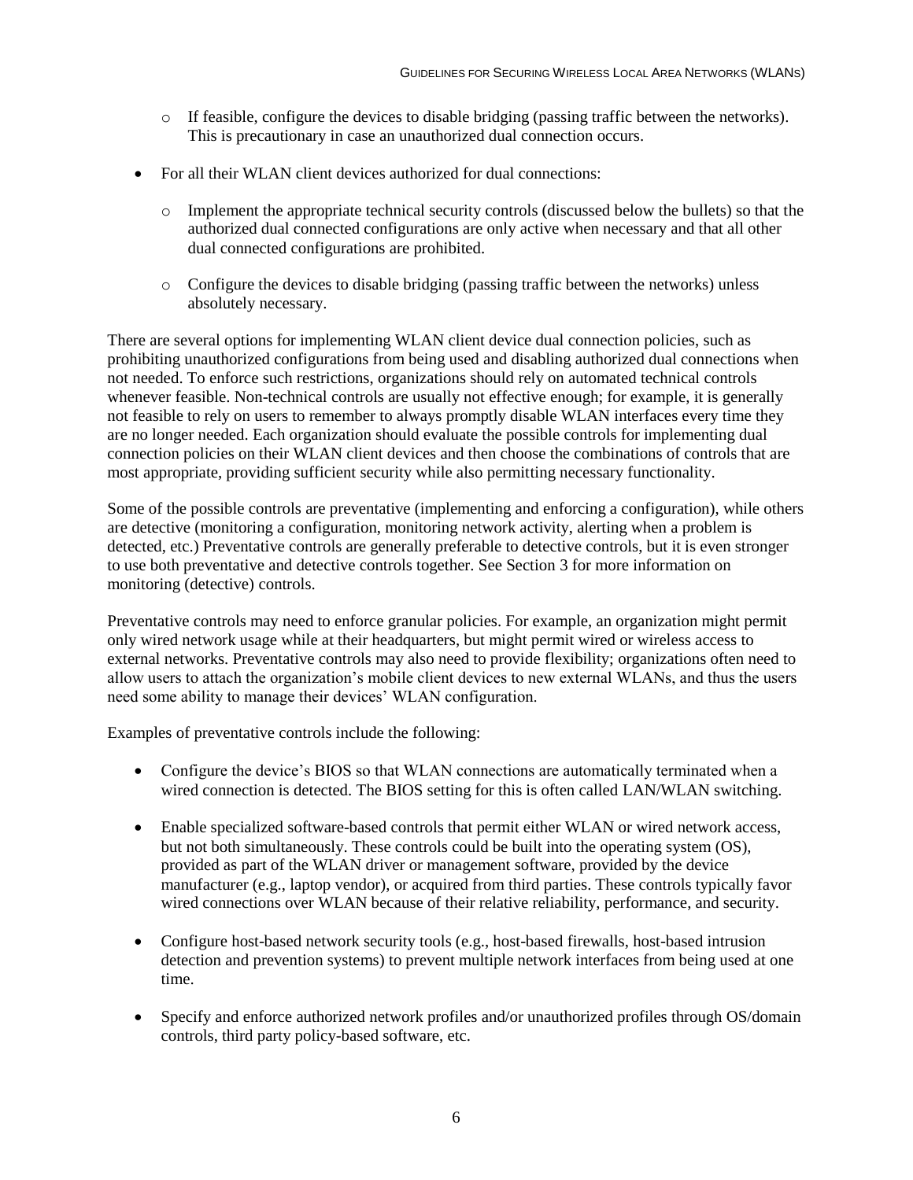- If feasible, configure the devices to disable bridging (passing traffic between the networks). This is precautionary in case an unauthorized dual connection occurs.

- For all their WLAN client devices authorized for dual connections:

  - Implement the appropriate technical security controls (discussed below the bullets) so that the authorized dual connected configurations are only active when necessary and that all other dual connected configurations are prohibited.

  - Configure the devices to disable bridging (passing traffic between the networks) unless absolutely necessary.

There are several options for implementing WLAN client device dual connection policies, such as prohibiting unauthorized configurations from being used and disabling authorized dual connections when not needed. To enforce such restrictions, organizations should rely on automated technical controls whenever feasible. Non-technical controls are usually not effective enough; for example, it is generally not feasible to rely on users to remember to always promptly disable WLAN interfaces every time they are no longer needed. Each organization should evaluate the possible controls for implementing dual connection policies on their WLAN client devices and then choose the combinations of controls that are most appropriate, providing sufficient security while also permitting necessary functionality.

Some of the possible controls are preventative (implementing and enforcing a configuration), while others are detective (monitoring a configuration, monitoring network activity, alerting when a problem is detected, etc.) Preventative controls are generally preferable to detective controls, but it is even stronger to use both preventative and detective controls together. See Section 3 for more information on monitoring (detective) controls.

Preventative controls may need to enforce granular policies. For example, an organization might permit only wired network usage while at their headquarters, but might permit wired or wireless access to external networks. Preventative controls may also need to provide flexibility; organizations often need to allow users to attach the organization's mobile client devices to new external WLANs, and thus the users need some ability to manage their devices' WLAN configuration.

Examples of preventative controls include the following:

- Configure the device's BIOS so that WLAN connections are automatically terminated when a wired connection is detected. The BIOS setting for this is often called LAN/WLAN switching.

- Enable specialized software-based controls that permit either WLAN or wired network access, but not both simultaneously. These controls could be built into the operating system (OS), provided as part of the WLAN driver or management software, provided by the device manufacturer (e.g., laptop vendor), or acquired from third parties. These controls typically favor wired connections over WLAN because of their relative reliability, performance, and security.

- Configure host-based network security tools (e.g., host-based firewalls, host-based intrusion detection and prevention systems) to prevent multiple network interfaces from being used at one time.

- Specify and enforce authorized network profiles and/or unauthorized profiles through OS/domain controls, third party policy-based software, etc.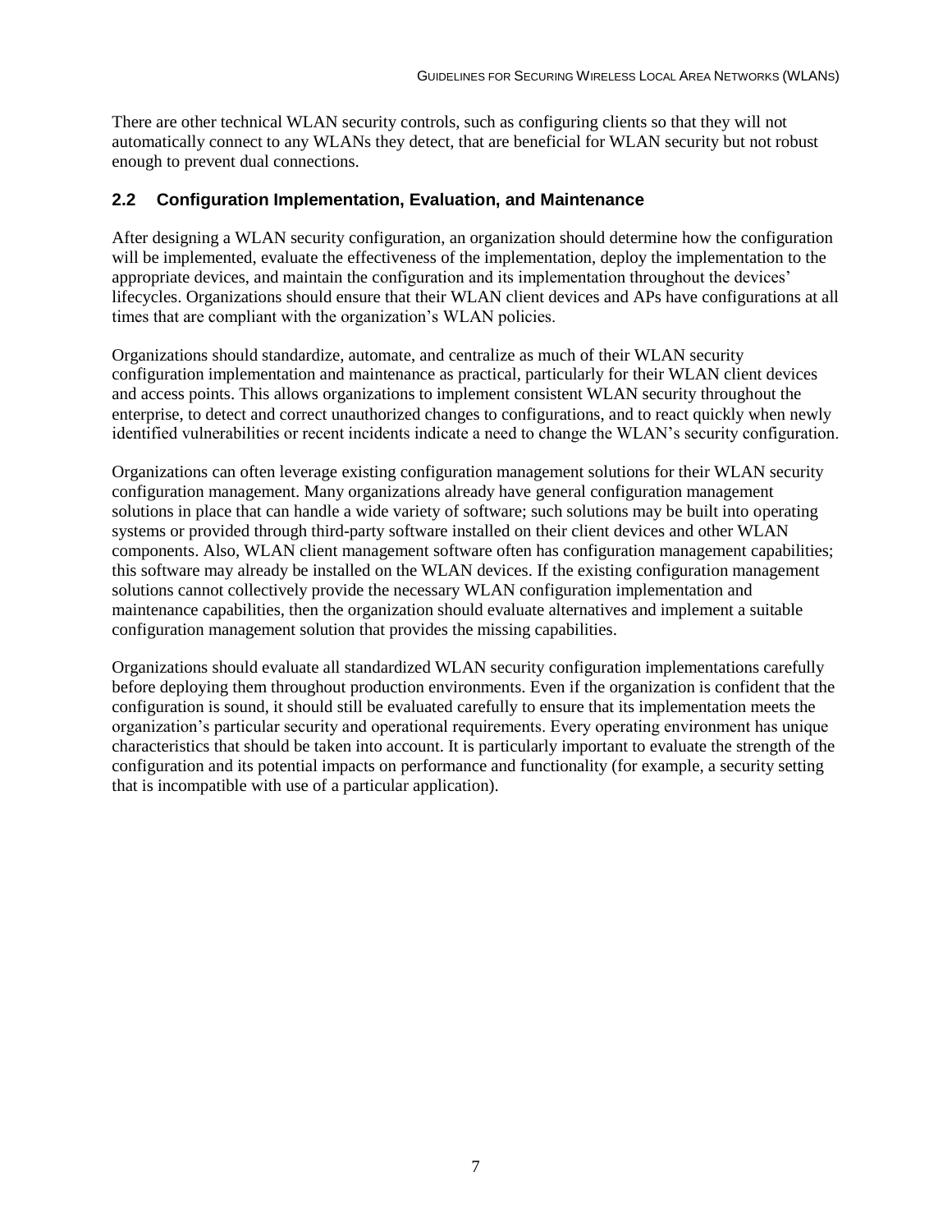There are other technical WLAN security controls, such as configuring clients so that they will not automatically connect to any WLANs they detect, that are beneficial for WLAN security but not robust enough to prevent dual connections.

## 2.2 Configuration Implementation, Evaluation, and Maintenance

After designing a WLAN security configuration, an organization should determine how the configuration will be implemented, evaluate the effectiveness of the implementation, deploy the implementation to the appropriate devices, and maintain the configuration and its implementation throughout the devices' lifecycles. Organizations should ensure that their WLAN client devices and APs have configurations at all times that are compliant with the organization's WLAN policies.

Organizations should standardize, automate, and centralize as much of their WLAN security configuration implementation and maintenance as practical, particularly for their WLAN client devices and access points. This allows organizations to implement consistent WLAN security throughout the enterprise, to detect and correct unauthorized changes to configurations, and to react quickly when newly identified vulnerabilities or recent incidents indicate a need to change the WLAN's security configuration.

Organizations can often leverage existing configuration management solutions for their WLAN security configuration management. Many organizations already have general configuration management solutions in place that can handle a wide variety of software; such solutions may be built into operating systems or provided through third-party software installed on their client devices and other WLAN components. Also, WLAN client management software often has configuration management capabilities; this software may already be installed on the WLAN devices. If the existing configuration management solutions cannot collectively provide the necessary WLAN configuration implementation and maintenance capabilities, then the organization should evaluate alternatives and implement a suitable configuration management solution that provides the missing capabilities.

Organizations should evaluate all standardized WLAN security configuration implementations carefully before deploying them throughout production environments. Even if the organization is confident that the configuration is sound, it should still be evaluated carefully to ensure that its implementation meets the organization's particular security and operational requirements. Every operating environment has unique characteristics that should be taken into account. It is particularly important to evaluate the strength of the configuration and its potential impacts on performance and functionality (for example, a security setting that is incompatible with use of a particular application).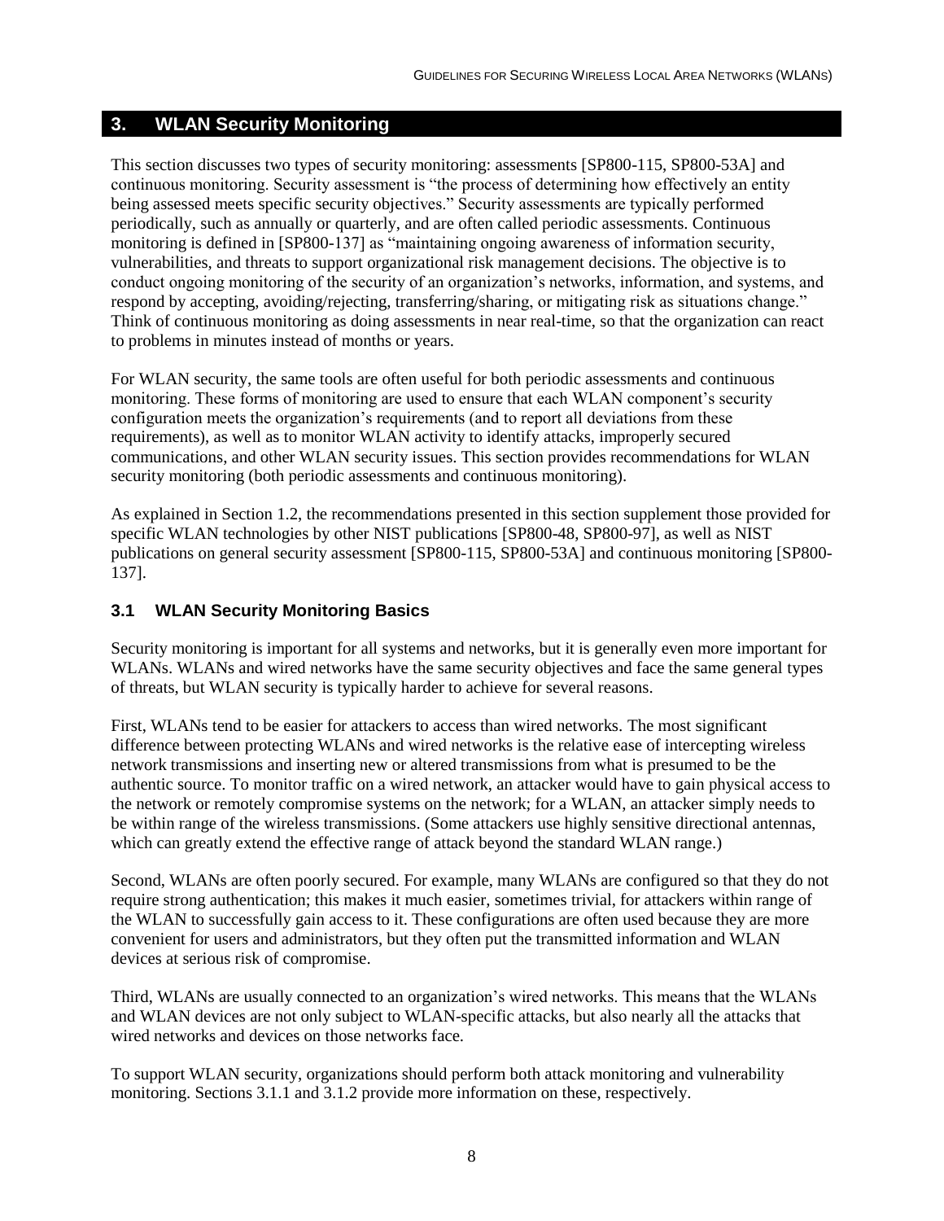# 3. WLAN Security Monitoring

This section discusses two types of security monitoring: assessments [SP800-115, SP800-53A] and continuous monitoring. Security assessment is "the process of determining how effectively an entity being assessed meets specific security objectives." Security assessments are typically performed periodically, such as annually or quarterly, and are often called periodic assessments. Continuous monitoring is defined in [SP800-137] as "maintaining ongoing awareness of information security, vulnerabilities, and threats to support organizational risk management decisions. The objective is to conduct ongoing monitoring of the security of an organization's networks, information, and systems, and respond by accepting, avoiding/rejecting, transferring/sharing, or mitigating risk as situations change." Think of continuous monitoring as doing assessments in near real-time, so that the organization can react to problems in minutes instead of months or years.

For WLAN security, the same tools are often useful for both periodic assessments and continuous monitoring. These forms of monitoring are used to ensure that each WLAN component's security configuration meets the organization's requirements (and to report all deviations from these requirements), as well as to monitor WLAN activity to identify attacks, improperly secured communications, and other WLAN security issues. This section provides recommendations for WLAN security monitoring (both periodic assessments and continuous monitoring).

As explained in Section 1.2, the recommendations presented in this section supplement those provided for specific WLAN technologies by other NIST publications [SP800-48, SP800-97], as well as NIST publications on general security assessment [SP800-115, SP800-53A] and continuous monitoring [SP800-137].

## 3.1 WLAN Security Monitoring Basics

Security monitoring is important for all systems and networks, but it is generally even more important for WLANs. WLANs and wired networks have the same security objectives and face the same general types of threats, but WLAN security is typically harder to achieve for several reasons.

First, WLANs tend to be easier for attackers to access than wired networks. The most significant difference between protecting WLANs and wired networks is the relative ease of intercepting wireless network transmissions and inserting new or altered transmissions from what is presumed to be the authentic source. To monitor traffic on a wired network, an attacker would have to gain physical access to the network or remotely compromise systems on the network; for a WLAN, an attacker simply needs to be within range of the wireless transmissions. (Some attackers use highly sensitive directional antennas, which can greatly extend the effective range of attack beyond the standard WLAN range.)

Second, WLANs are often poorly secured. For example, many WLANs are configured so that they do not require strong authentication; this makes it much easier, sometimes trivial, for attackers within range of the WLAN to successfully gain access to it. These configurations are often used because they are more convenient for users and administrators, but they often put the transmitted information and WLAN devices at serious risk of compromise.

Third, WLANs are usually connected to an organization's wired networks. This means that the WLANs and WLAN devices are not only subject to WLAN-specific attacks, but also nearly all the attacks that wired networks and devices on those networks face.

To support WLAN security, organizations should perform both attack monitoring and vulnerability monitoring. Sections 3.1.1 and 3.1.2 provide more information on these, respectively.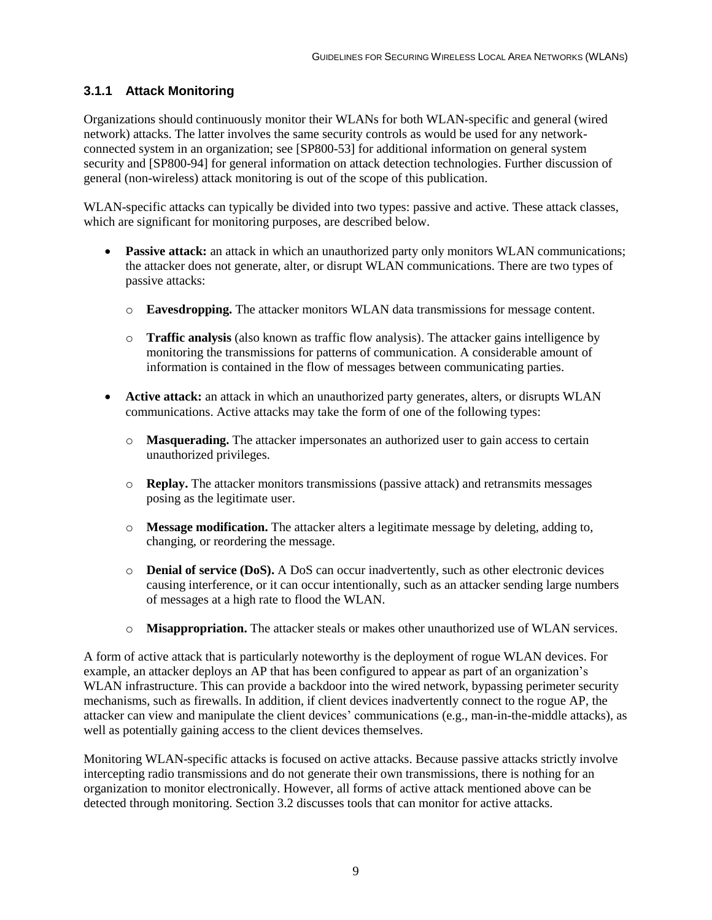### 3.1.1 Attack Monitoring

Organizations should continuously monitor their WLANs for both WLAN-specific and general (wired network) attacks. The latter involves the same security controls as would be used for any network-connected system in an organization; see [SP800-53] for additional information on general system security and [SP800-94] for general information on attack detection technologies. Further discussion of general (non-wireless) attack monitoring is out of the scope of this publication.

WLAN-specific attacks can typically be divided into two types: passive and active. These attack classes, which are significant for monitoring purposes, are described below.

- **Passive attack:** an attack in which an unauthorized party only monitors WLAN communications; the attacker does not generate, alter, or disrupt WLAN communications. There are two types of passive attacks:
  - **Eavesdropping.** The attacker monitors WLAN data transmissions for message content.
  - **Traffic analysis** (also known as traffic flow analysis). The attacker gains intelligence by monitoring the transmissions for patterns of communication. A considerable amount of information is contained in the flow of messages between communicating parties.
- **Active attack:** an attack in which an unauthorized party generates, alters, or disrupts WLAN communications. Active attacks may take the form of one of the following types:
  - **Masquerading.** The attacker impersonates an authorized user to gain access to certain unauthorized privileges.
  - **Replay.** The attacker monitors transmissions (passive attack) and retransmits messages posing as the legitimate user.
  - **Message modification.** The attacker alters a legitimate message by deleting, adding to, changing, or reordering the message.
  - **Denial of service (DoS).** A DoS can occur inadvertently, such as other electronic devices causing interference, or it can occur intentionally, such as an attacker sending large numbers of messages at a high rate to flood the WLAN.
  - **Misappropriation.** The attacker steals or makes other unauthorized use of WLAN services.

A form of active attack that is particularly noteworthy is the deployment of rogue WLAN devices. For example, an attacker deploys an AP that has been configured to appear as part of an organization's WLAN infrastructure. This can provide a backdoor into the wired network, bypassing perimeter security mechanisms, such as firewalls. In addition, if client devices inadvertently connect to the rogue AP, the attacker can view and manipulate the client devices' communications (e.g., man-in-the-middle attacks), as well as potentially gaining access to the client devices themselves.

Monitoring WLAN-specific attacks is focused on active attacks. Because passive attacks strictly involve intercepting radio transmissions and do not generate their own transmissions, there is nothing for an organization to monitor electronically. However, all forms of active attack mentioned above can be detected through monitoring. Section 3.2 discusses tools that can monitor for active attacks.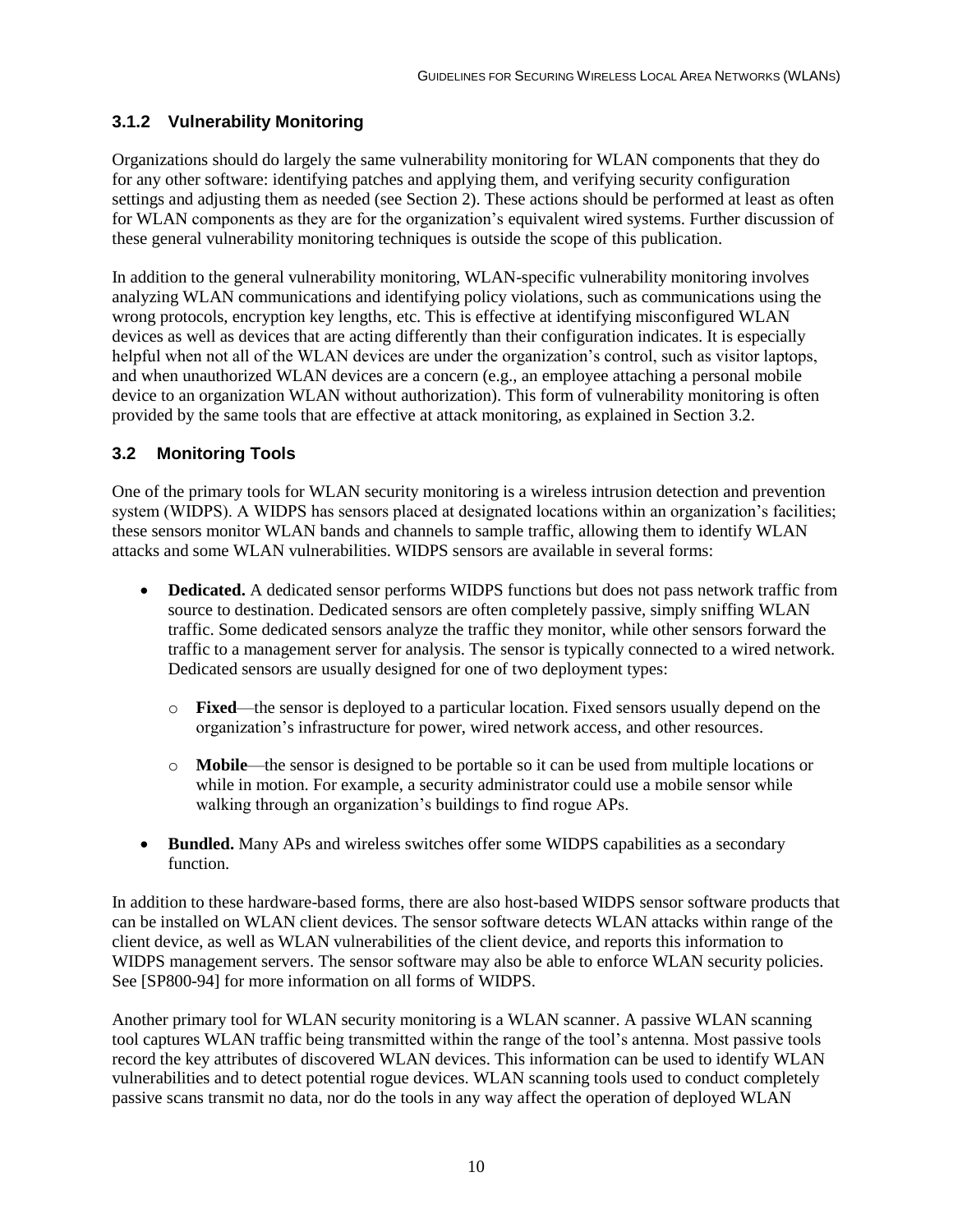### 3.1.2 Vulnerability Monitoring

Organizations should do largely the same vulnerability monitoring for WLAN components that they do for any other software: identifying patches and applying them, and verifying security configuration settings and adjusting them as needed (see Section 2). These actions should be performed at least as often for WLAN components as they are for the organization's equivalent wired systems. Further discussion of these general vulnerability monitoring techniques is outside the scope of this publication.

In addition to the general vulnerability monitoring, WLAN-specific vulnerability monitoring involves analyzing WLAN communications and identifying policy violations, such as communications using the wrong protocols, encryption key lengths, etc. This is effective at identifying misconfigured WLAN devices as well as devices that are acting differently than their configuration indicates. It is especially helpful when not all of the WLAN devices are under the organization's control, such as visitor laptops, and when unauthorized WLAN devices are a concern (e.g., an employee attaching a personal mobile device to an organization WLAN without authorization). This form of vulnerability monitoring is often provided by the same tools that are effective at attack monitoring, as explained in Section 3.2.

## 3.2 Monitoring Tools

One of the primary tools for WLAN security monitoring is a wireless intrusion detection and prevention system (WIDPS). A WIDPS has sensors placed at designated locations within an organization's facilities; these sensors monitor WLAN bands and channels to sample traffic, allowing them to identify WLAN attacks and some WLAN vulnerabilities. WIDPS sensors are available in several forms:

- **Dedicated.** A dedicated sensor performs WIDPS functions but does not pass network traffic from source to destination. Dedicated sensors are often completely passive, simply sniffing WLAN traffic. Some dedicated sensors analyze the traffic they monitor, while other sensors forward the traffic to a management server for analysis. The sensor is typically connected to a wired network. Dedicated sensors are usually designed for one of two deployment types:
  - **Fixed**—the sensor is deployed to a particular location. Fixed sensors usually depend on the organization's infrastructure for power, wired network access, and other resources.
  - **Mobile**—the sensor is designed to be portable so it can be used from multiple locations or while in motion. For example, a security administrator could use a mobile sensor while walking through an organization's buildings to find rogue APs.
- **Bundled.** Many APs and wireless switches offer some WIDPS capabilities as a secondary function.

In addition to these hardware-based forms, there are also host-based WIDPS sensor software products that can be installed on WLAN client devices. The sensor software detects WLAN attacks within range of the client device, as well as WLAN vulnerabilities of the client device, and reports this information to WIDPS management servers. The sensor software may also be able to enforce WLAN security policies. See [SP800-94] for more information on all forms of WIDPS.

Another primary tool for WLAN security monitoring is a WLAN scanner. A passive WLAN scanning tool captures WLAN traffic being transmitted within the range of the tool's antenna. Most passive tools record the key attributes of discovered WLAN devices. This information can be used to identify WLAN vulnerabilities and to detect potential rogue devices. WLAN scanning tools used to conduct completely passive scans transmit no data, nor do the tools in any way affect the operation of deployed WLAN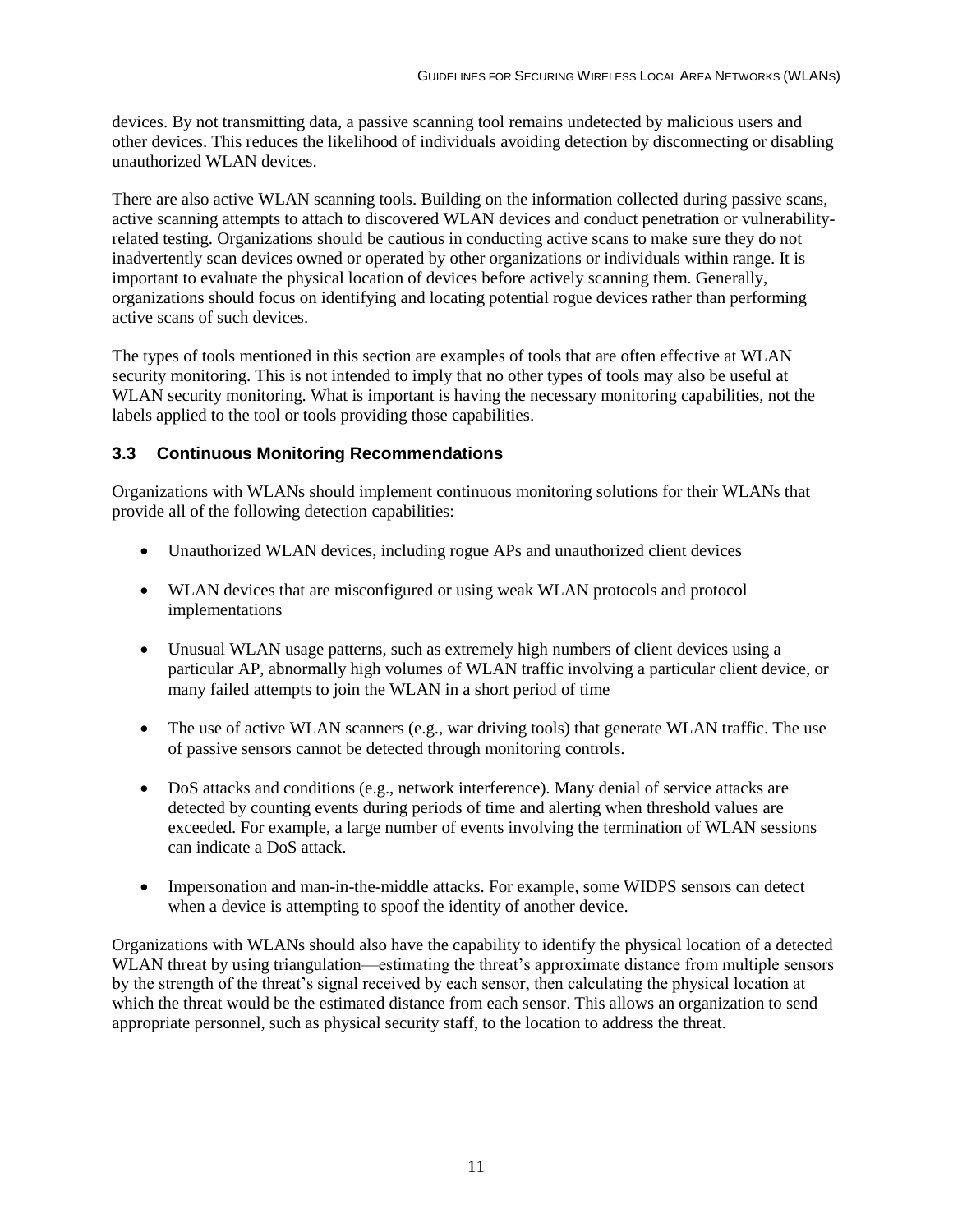devices. By not transmitting data, a passive scanning tool remains undetected by malicious users and other devices. This reduces the likelihood of individuals avoiding detection by disconnecting or disabling unauthorized WLAN devices.

There are also active WLAN scanning tools. Building on the information collected during passive scans, active scanning attempts to attach to discovered WLAN devices and conduct penetration or vulnerability-related testing. Organizations should be cautious in conducting active scans to make sure they do not inadvertently scan devices owned or operated by other organizations or individuals within range. It is important to evaluate the physical location of devices before actively scanning them. Generally, organizations should focus on identifying and locating potential rogue devices rather than performing active scans of such devices.

The types of tools mentioned in this section are examples of tools that are often effective at WLAN security monitoring. This is not intended to imply that no other types of tools may also be useful at WLAN security monitoring. What is important is having the necessary monitoring capabilities, not the labels applied to the tool or tools providing those capabilities.

### 3.3 Continuous Monitoring Recommendations

Organizations with WLANs should implement continuous monitoring solutions for their WLANs that provide all of the following detection capabilities:

- Unauthorized WLAN devices, including rogue APs and unauthorized client devices
- WLAN devices that are misconfigured or using weak WLAN protocols and protocol implementations
- Unusual WLAN usage patterns, such as extremely high numbers of client devices using a particular AP, abnormally high volumes of WLAN traffic involving a particular client device, or many failed attempts to join the WLAN in a short period of time
- The use of active WLAN scanners (e.g., war driving tools) that generate WLAN traffic. The use of passive sensors cannot be detected through monitoring controls.
- DoS attacks and conditions (e.g., network interference). Many denial of service attacks are detected by counting events during periods of time and alerting when threshold values are exceeded. For example, a large number of events involving the termination of WLAN sessions can indicate a DoS attack.
- Impersonation and man-in-the-middle attacks. For example, some WIDPS sensors can detect when a device is attempting to spoof the identity of another device.

Organizations with WLANs should also have the capability to identify the physical location of a detected WLAN threat by using triangulation—estimating the threat's approximate distance from multiple sensors by the strength of the threat's signal received by each sensor, then calculating the physical location at which the threat would be the estimated distance from each sensor. This allows an organization to send appropriate personnel, such as physical security staff, to the location to address the threat.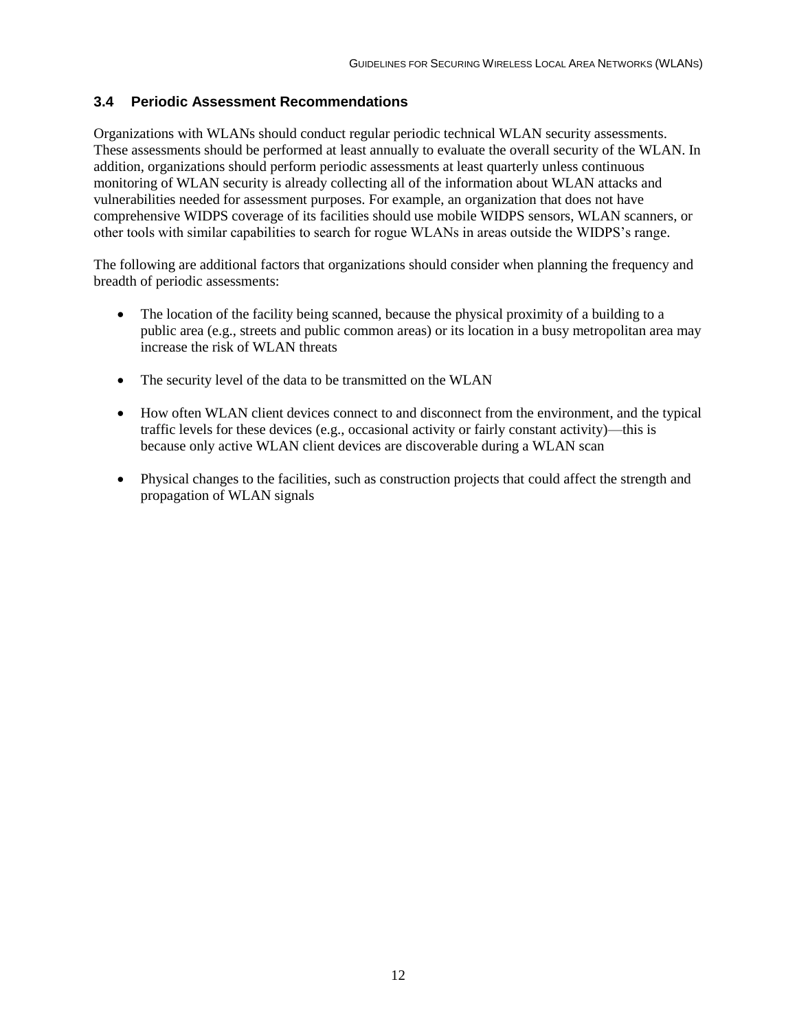## 3.4 Periodic Assessment Recommendations

Organizations with WLANs should conduct regular periodic technical WLAN security assessments. These assessments should be performed at least annually to evaluate the overall security of the WLAN. In addition, organizations should perform periodic assessments at least quarterly unless continuous monitoring of WLAN security is already collecting all of the information about WLAN attacks and vulnerabilities needed for assessment purposes. For example, an organization that does not have comprehensive WIDPS coverage of its facilities should use mobile WIDPS sensors, WLAN scanners, or other tools with similar capabilities to search for rogue WLANs in areas outside the WIDPS's range.

The following are additional factors that organizations should consider when planning the frequency and breadth of periodic assessments:

- The location of the facility being scanned, because the physical proximity of a building to a public area (e.g., streets and public common areas) or its location in a busy metropolitan area may increase the risk of WLAN threats

- The security level of the data to be transmitted on the WLAN

- How often WLAN client devices connect to and disconnect from the environment, and the typical traffic levels for these devices (e.g., occasional activity or fairly constant activity)—this is because only active WLAN client devices are discoverable during a WLAN scan

- Physical changes to the facilities, such as construction projects that could affect the strength and propagation of WLAN signals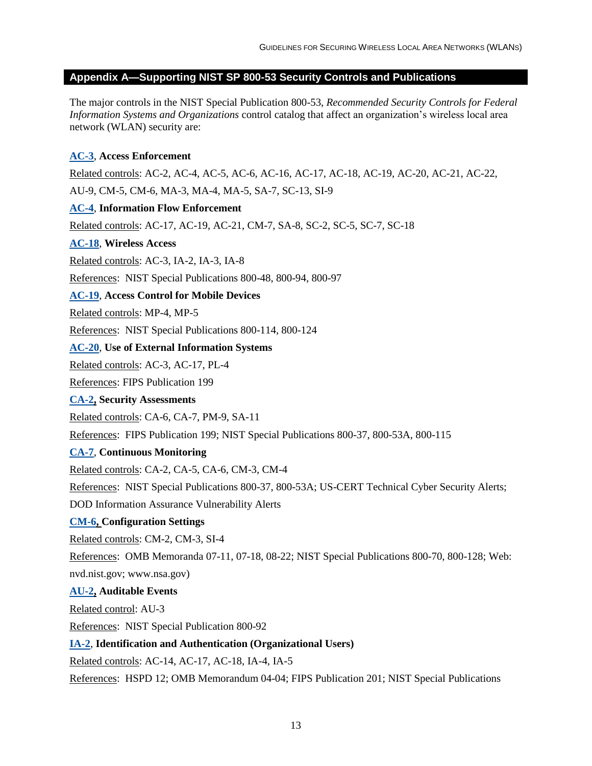## Appendix A—Supporting NIST SP 800-53 Security Controls and Publications

The major controls in the NIST Special Publication 800-53, *Recommended Security Controls for Federal Information Systems and Organizations* control catalog that affect an organization's wireless local area network (WLAN) security are:

**AC-3, Access Enforcement**

Related controls: AC-2, AC-4, AC-5, AC-6, AC-16, AC-17, AC-18, AC-19, AC-20, AC-21, AC-22, AU-9, CM-5, CM-6, MA-3, MA-4, MA-5, SA-7, SC-13, SI-9

**AC-4, Information Flow Enforcement**

Related controls: AC-17, AC-19, AC-21, CM-7, SA-8, SC-2, SC-5, SC-7, SC-18

**AC-18, Wireless Access**

Related controls: AC-3, IA-2, IA-3, IA-8

References: NIST Special Publications 800-48, 800-94, 800-97

**AC-19, Access Control for Mobile Devices**

Related controls: MP-4, MP-5

References: NIST Special Publications 800-114, 800-124

**AC-20, Use of External Information Systems**

Related controls: AC-3, AC-17, PL-4

References: FIPS Publication 199

**CA-2, Security Assessments**

Related controls: CA-6, CA-7, PM-9, SA-11

References: FIPS Publication 199; NIST Special Publications 800-37, 800-53A, 800-115

**CA-7, Continuous Monitoring**

Related controls: CA-2, CA-5, CA-6, CM-3, CM-4

References: NIST Special Publications 800-37, 800-53A; US-CERT Technical Cyber Security Alerts; DOD Information Assurance Vulnerability Alerts

**CM-6, Configuration Settings**

Related controls: CM-2, CM-3, SI-4

References: OMB Memoranda 07-11, 07-18, 08-22; NIST Special Publications 800-70, 800-128; Web: nvd.nist.gov; www.nsa.gov)

**AU-2, Auditable Events**

Related control: AU-3

References: NIST Special Publication 800-92

**IA-2, Identification and Authentication (Organizational Users)**

Related controls: AC-14, AC-17, AC-18, IA-4, IA-5

References: HSPD 12; OMB Memorandum 04-04; FIPS Publication 201; NIST Special Publications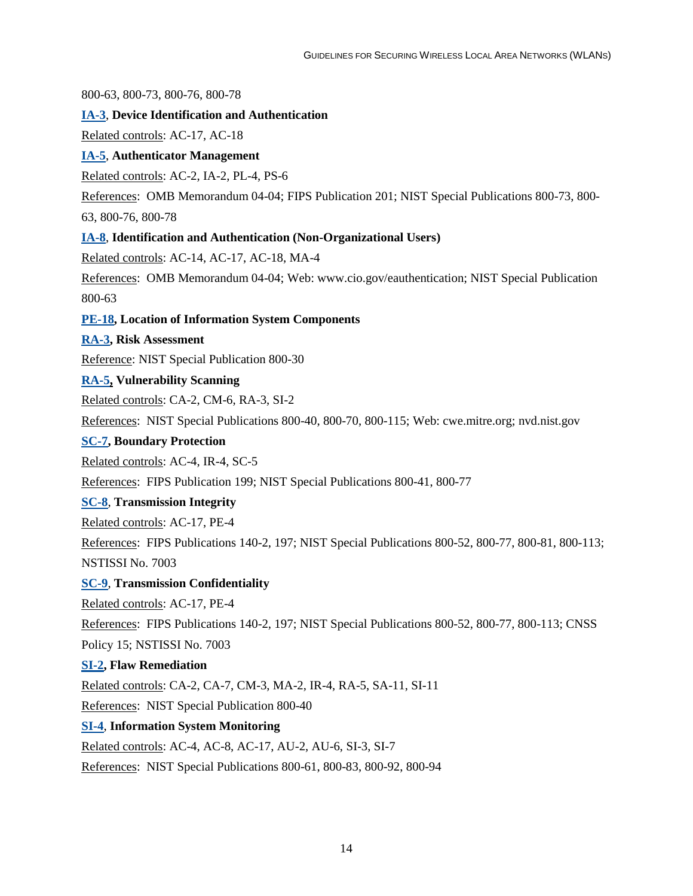800-63, 800-73, 800-76, 800-78

**IA-3, Device Identification and Authentication**

Related controls: AC-17, AC-18

**IA-5, Authenticator Management**

Related controls: AC-2, IA-2, PL-4, PS-6

References: OMB Memorandum 04-04; FIPS Publication 201; NIST Special Publications 800-73, 800-63, 800-76, 800-78

**IA-8, Identification and Authentication (Non-Organizational Users)**

Related controls: AC-14, AC-17, AC-18, MA-4

References: OMB Memorandum 04-04; Web: www.cio.gov/eauthentication; NIST Special Publication 800-63

**PE-18, Location of Information System Components**

**RA-3, Risk Assessment**

Reference: NIST Special Publication 800-30

**RA-5, Vulnerability Scanning**

Related controls: CA-2, CM-6, RA-3, SI-2

References: NIST Special Publications 800-40, 800-70, 800-115; Web: cwe.mitre.org; nvd.nist.gov

**SC-7, Boundary Protection**

Related controls: AC-4, IR-4, SC-5

References: FIPS Publication 199; NIST Special Publications 800-41, 800-77

**SC-8, Transmission Integrity**

Related controls: AC-17, PE-4

References: FIPS Publications 140-2, 197; NIST Special Publications 800-52, 800-77, 800-81, 800-113; NSTISSI No. 7003

**SC-9, Transmission Confidentiality**

Related controls: AC-17, PE-4

References: FIPS Publications 140-2, 197; NIST Special Publications 800-52, 800-77, 800-113; CNSS Policy 15; NSTISSI No. 7003

**SI-2, Flaw Remediation**

Related controls: CA-2, CA-7, CM-3, MA-2, IR-4, RA-5, SA-11, SI-11

References: NIST Special Publication 800-40

**SI-4, Information System Monitoring**

Related controls: AC-4, AC-8, AC-17, AU-2, AU-6, SI-3, SI-7

References: NIST Special Publications 800-61, 800-83, 800-92, 800-94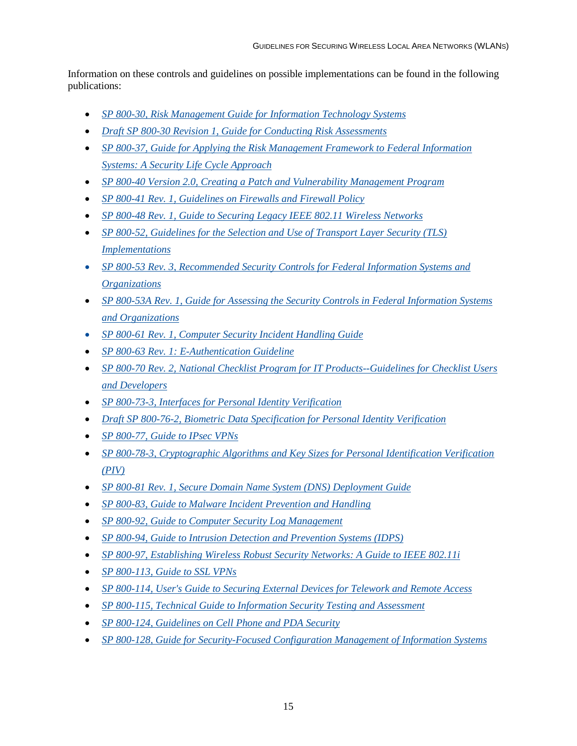Information on these controls and guidelines on possible implementations can be found in the following publications:

- *SP 800-30, Risk Management Guide for Information Technology Systems*
- *Draft SP 800-30 Revision 1, Guide for Conducting Risk Assessments*
- *SP 800-37, Guide for Applying the Risk Management Framework to Federal Information Systems: A Security Life Cycle Approach*
- *SP 800-40 Version 2.0, Creating a Patch and Vulnerability Management Program*
- *SP 800-41 Rev. 1, Guidelines on Firewalls and Firewall Policy*
- *SP 800-48 Rev. 1, Guide to Securing Legacy IEEE 802.11 Wireless Networks*
- *SP 800-52, Guidelines for the Selection and Use of Transport Layer Security (TLS) Implementations*
- *SP 800-53 Rev. 3, Recommended Security Controls for Federal Information Systems and Organizations*
- *SP 800-53A Rev. 1, Guide for Assessing the Security Controls in Federal Information Systems and Organizations*
- *SP 800-61 Rev. 1, Computer Security Incident Handling Guide*
- *SP 800-63 Rev. 1: E-Authentication Guideline*
- *SP 800-70 Rev. 2, National Checklist Program for IT Products--Guidelines for Checklist Users and Developers*
- *SP 800-73-3, Interfaces for Personal Identity Verification*
- *Draft SP 800-76-2, Biometric Data Specification for Personal Identity Verification*
- *SP 800-77, Guide to IPsec VPNs*
- *SP 800-78-3, Cryptographic Algorithms and Key Sizes for Personal Identification Verification (PIV)*
- *SP 800-81 Rev. 1, Secure Domain Name System (DNS) Deployment Guide*
- *SP 800-83, Guide to Malware Incident Prevention and Handling*
- *SP 800-92, Guide to Computer Security Log Management*
- *SP 800-94, Guide to Intrusion Detection and Prevention Systems (IDPS)*
- *SP 800-97, Establishing Wireless Robust Security Networks: A Guide to IEEE 802.11i*
- *SP 800-113, Guide to SSL VPNs*
- *SP 800-114, User's Guide to Securing External Devices for Telework and Remote Access*
- *SP 800-115, Technical Guide to Information Security Testing and Assessment*
- *SP 800-124, Guidelines on Cell Phone and PDA Security*
- *SP 800-128, Guide for Security-Focused Configuration Management of Information Systems*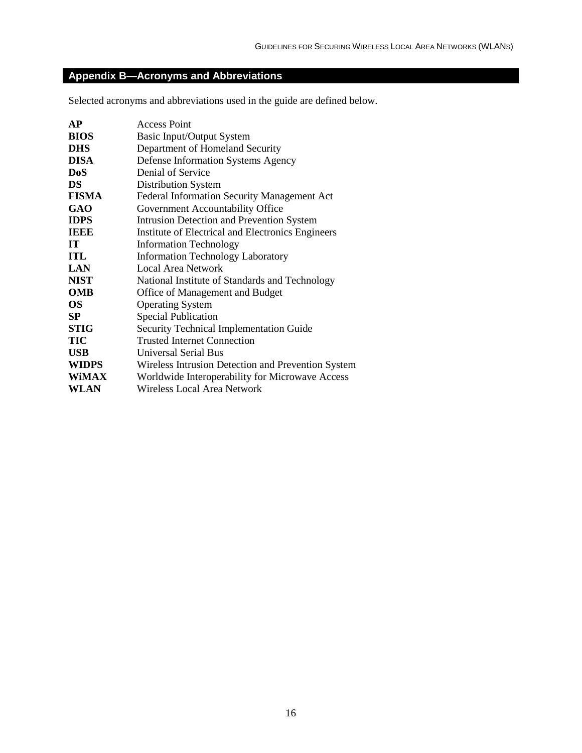## Appendix B—Acronyms and Abbreviations

Selected acronyms and abbreviations used in the guide are defined below.

| | |
|---|---|
| **AP** | Access Point |
| **BIOS** | Basic Input/Output System |
| **DHS** | Department of Homeland Security |
| **DISA** | Defense Information Systems Agency |
| **DoS** | Denial of Service |
| **DS** | Distribution System |
| **FISMA** | Federal Information Security Management Act |
| **GAO** | Government Accountability Office |
| **IDPS** | Intrusion Detection and Prevention System |
| **IEEE** | Institute of Electrical and Electronics Engineers |
| **IT** | Information Technology |
| **ITL** | Information Technology Laboratory |
| **LAN** | Local Area Network |
| **NIST** | National Institute of Standards and Technology |
| **OMB** | Office of Management and Budget |
| **OS** | Operating System |
| **SP** | Special Publication |
| **STIG** | Security Technical Implementation Guide |
| **TIC** | Trusted Internet Connection |
| **USB** | Universal Serial Bus |
| **WIDPS** | Wireless Intrusion Detection and Prevention System |
| **WiMAX** | Worldwide Interoperability for Microwave Access |
| **WLAN** | Wireless Local Area Network |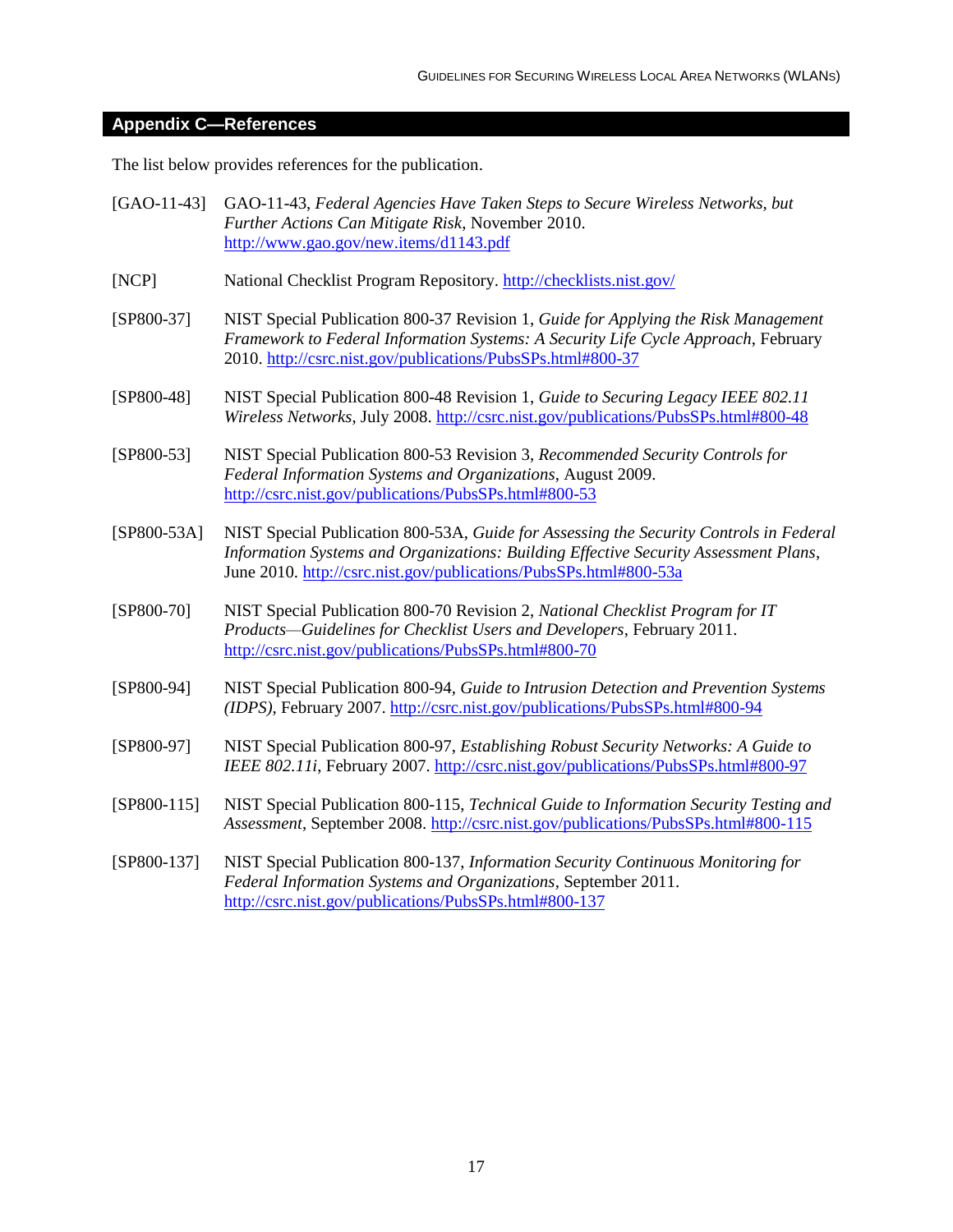## Appendix C—References

The list below provides references for the publication.

[GAO-11-43] GAO-11-43, *Federal Agencies Have Taken Steps to Secure Wireless Networks, but Further Actions Can Mitigate Risk*, November 2010. http://www.gao.gov/new.items/d1143.pdf

[NCP] National Checklist Program Repository. http://checklists.nist.gov/

[SP800-37] NIST Special Publication 800-37 Revision 1, *Guide for Applying the Risk Management Framework to Federal Information Systems: A Security Life Cycle Approach*, February 2010. http://csrc.nist.gov/publications/PubsSPs.html#800-37

[SP800-48] NIST Special Publication 800-48 Revision 1, *Guide to Securing Legacy IEEE 802.11 Wireless Networks*, July 2008. http://csrc.nist.gov/publications/PubsSPs.html#800-48

[SP800-53] NIST Special Publication 800-53 Revision 3, *Recommended Security Controls for Federal Information Systems and Organizations*, August 2009. http://csrc.nist.gov/publications/PubsSPs.html#800-53

[SP800-53A] NIST Special Publication 800-53A, *Guide for Assessing the Security Controls in Federal Information Systems and Organizations: Building Effective Security Assessment Plans*, June 2010. http://csrc.nist.gov/publications/PubsSPs.html#800-53a

[SP800-70] NIST Special Publication 800-70 Revision 2, *National Checklist Program for IT Products—Guidelines for Checklist Users and Developers*, February 2011. http://csrc.nist.gov/publications/PubsSPs.html#800-70

[SP800-94] NIST Special Publication 800-94, *Guide to Intrusion Detection and Prevention Systems (IDPS)*, February 2007. http://csrc.nist.gov/publications/PubsSPs.html#800-94

[SP800-97] NIST Special Publication 800-97, *Establishing Robust Security Networks: A Guide to IEEE 802.11i*, February 2007. http://csrc.nist.gov/publications/PubsSPs.html#800-97

[SP800-115] NIST Special Publication 800-115, *Technical Guide to Information Security Testing and Assessment*, September 2008. http://csrc.nist.gov/publications/PubsSPs.html#800-115

[SP800-137] NIST Special Publication 800-137, *Information Security Continuous Monitoring for Federal Information Systems and Organizations*, September 2011. http://csrc.nist.gov/publications/PubsSPs.html#800-137